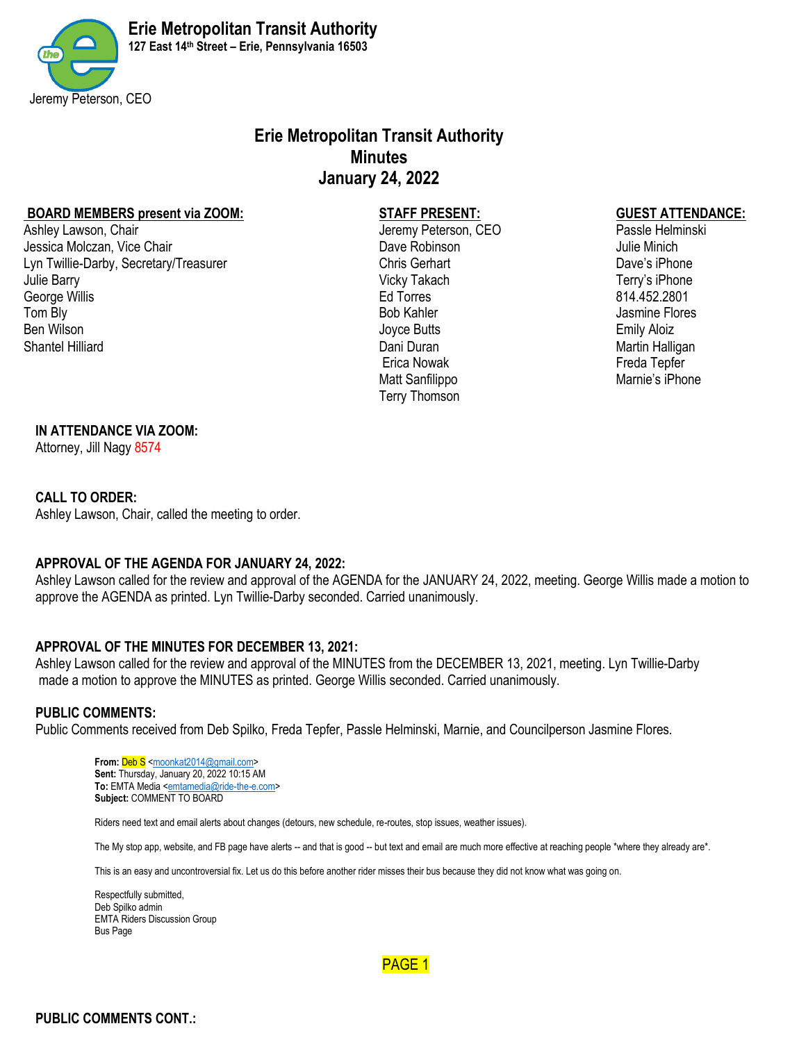**Erie Metropolitan Transit Authority**
**127 East 14th Street – Erie, Pennsylvania 16503**

Jeremy Peterson, CEO

# Erie Metropolitan Transit Authority
## Minutes
## January 24, 2022

**BOARD MEMBERS present via ZOOM:**
Ashley Lawson, Chair
Jessica Molczan, Vice Chair
Lyn Twillie-Darby, Secretary/Treasurer
Julie Barry
George Willis
Tom Bly
Ben Wilson
Shantel Hilliard

**STAFF PRESENT:**
Jeremy Peterson, CEO
Dave Robinson
Chris Gerhart
Vicky Takach
Ed Torres
Bob Kahler
Joyce Butts
Dani Duran
Erica Nowak
Matt Sanfilippo
Terry Thomson

**GUEST ATTENDANCE:**
Passle Helminski
Julie Minich
Dave's iPhone
Terry's iPhone
814.452.2801
Jasmine Flores
Emily Aloiz
Martin Halligan
Freda Tepfer
Marnie's iPhone

**IN ATTENDANCE VIA ZOOM:**
Attorney, Jill Nagy 8574

**CALL TO ORDER:**
Ashley Lawson, Chair, called the meeting to order.

**APPROVAL OF THE AGENDA FOR JANUARY 24, 2022:**
Ashley Lawson called for the review and approval of the AGENDA for the JANUARY 24, 2022, meeting. George Willis made a motion to approve the AGENDA as printed. Lyn Twillie-Darby seconded. Carried unanimously.

**APPROVAL OF THE MINUTES FOR DECEMBER 13, 2021:**
Ashley Lawson called for the review and approval of the MINUTES from the DECEMBER 13, 2021, meeting. Lyn Twillie-Darby made a motion to approve the MINUTES as printed. George Willis seconded. Carried unanimously.

**PUBLIC COMMENTS:**
Public Comments received from Deb Spilko, Freda Tepfer, Passle Helminski, Marnie, and Councilperson Jasmine Flores.

> **From:** Deb S <moonkat2014@gmail.com>
> **Sent:** Thursday, January 20, 2022 10:15 AM
> **To:** EMTA Media <emtamedia@ride-the-e.com>
> **Subject:** COMMENT TO BOARD
>
> Riders need text and email alerts about changes (detours, new schedule, re-routes, stop issues, weather issues).
>
> The My stop app, website, and FB page have alerts -- and that is good -- but text and email are much more effective at reaching people *where they already are*.
>
> This is an easy and uncontroversial fix. Let us do this before another rider misses their bus because they did not know what was going on.
>
> Respectfully submitted,
> Deb Spilko admin
> EMTA Riders Discussion Group
> Bus Page

**PUBLIC COMMENTS CONT.:**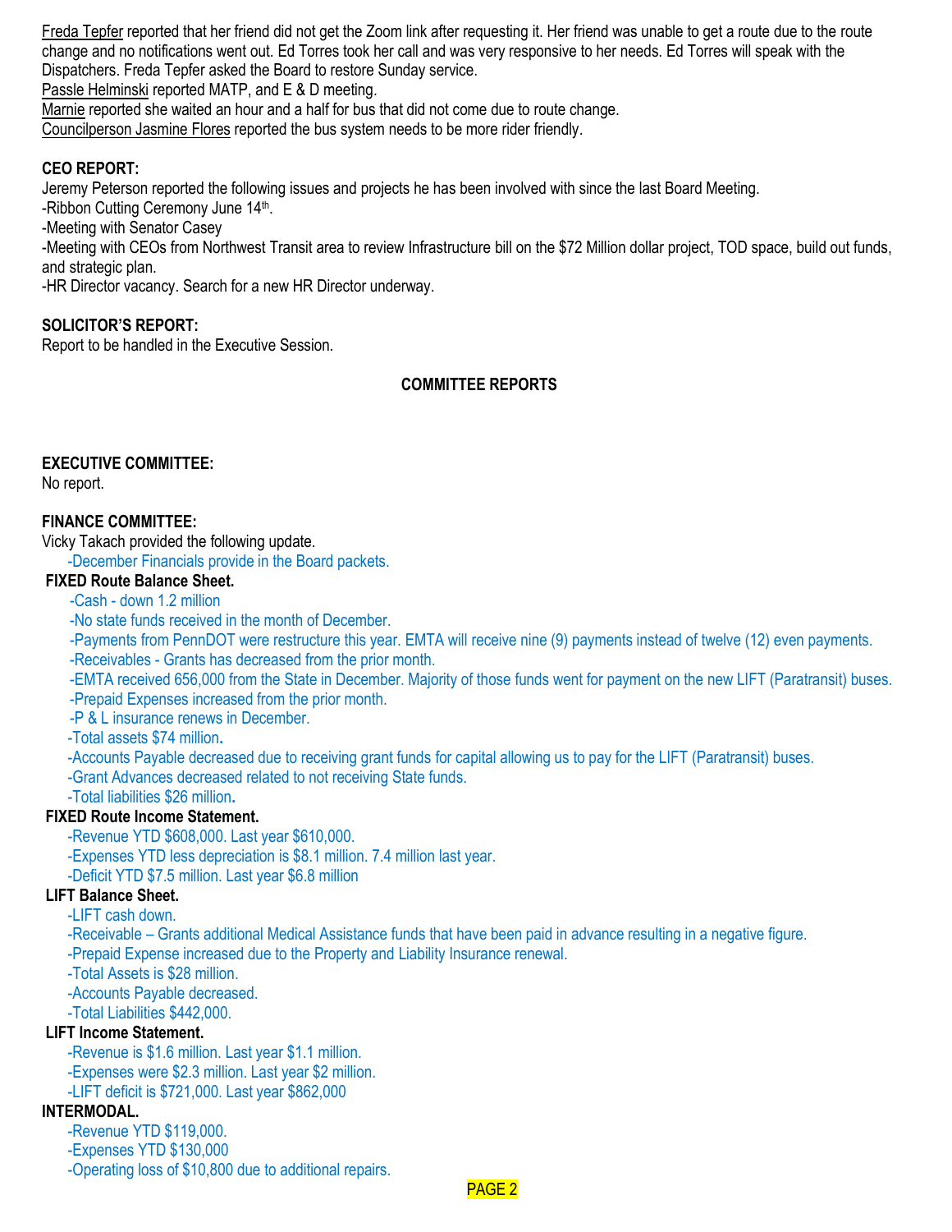Freda Tepfer reported that her friend did not get the Zoom link after requesting it. Her friend was unable to get a route due to the route change and no notifications went out. Ed Torres took her call and was very responsive to her needs. Ed Torres will speak with the Dispatchers. Freda Tepfer asked the Board to restore Sunday service.
Passle Helminski reported MATP, and E & D meeting.
Marnie reported she waited an hour and a half for bus that did not come due to route change.
Councilperson Jasmine Flores reported the bus system needs to be more rider friendly.

**CEO REPORT:**
Jeremy Peterson reported the following issues and projects he has been involved with since the last Board Meeting.
-Ribbon Cutting Ceremony June 14th.
-Meeting with Senator Casey
-Meeting with CEOs from Northwest Transit area to review Infrastructure bill on the $72 Million dollar project, TOD space, build out funds, and strategic plan.
-HR Director vacancy. Search for a new HR Director underway.

**SOLICITOR'S REPORT:**
Report to be handled in the Executive Session.

**COMMITTEE REPORTS**

**EXECUTIVE COMMITTEE:**
No report.

**FINANCE COMMITTEE:**
Vicky Takach provided the following update.
-December Financials provide in the Board packets.

**FIXED Route Balance Sheet.**
-Cash - down 1.2 million
-No state funds received in the month of December.
-Payments from PennDOT were restructure this year. EMTA will receive nine (9) payments instead of twelve (12) even payments.
-Receivables - Grants has decreased from the prior month.
-EMTA received 656,000 from the State in December. Majority of those funds went for payment on the new LIFT (Paratransit) buses.
-Prepaid Expenses increased from the prior month.
-P & L insurance renews in December.
-Total assets $74 million**.**
-Accounts Payable decreased due to receiving grant funds for capital allowing us to pay for the LIFT (Paratransit) buses.
-Grant Advances decreased related to not receiving State funds.
-Total liabilities $26 million**.**

**FIXED Route Income Statement.**
-Revenue YTD $608,000. Last year $610,000.
-Expenses YTD less depreciation is $8.1 million. 7.4 million last year.
-Deficit YTD $7.5 million. Last year $6.8 million

**LIFT Balance Sheet.**
-LIFT cash down.
-Receivable – Grants additional Medical Assistance funds that have been paid in advance resulting in a negative figure.
-Prepaid Expense increased due to the Property and Liability Insurance renewal.
-Total Assets is $28 million.
-Accounts Payable decreased.
-Total Liabilities $442,000.

**LIFT Income Statement.**
-Revenue is $1.6 million. Last year $1.1 million.
-Expenses were $2.3 million. Last year $2 million.
-LIFT deficit is $721,000. Last year $862,000

**INTERMODAL.**
-Revenue YTD $119,000.
-Expenses YTD $130,000
-Operating loss of $10,800 due to additional repairs.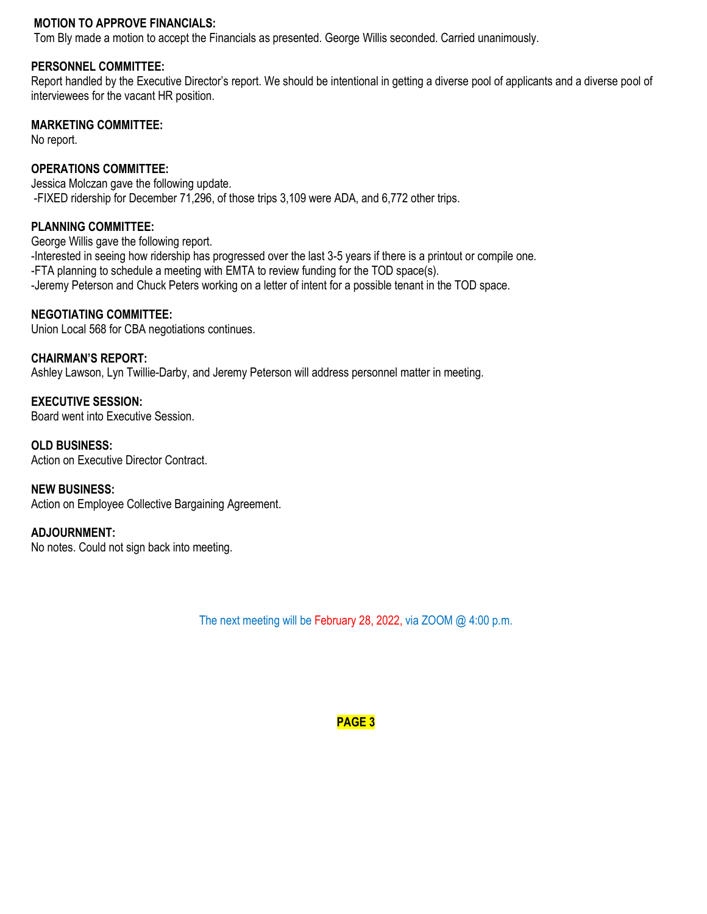**MOTION TO APPROVE FINANCIALS:**
Tom Bly made a motion to accept the Financials as presented. George Willis seconded. Carried unanimously.

**PERSONNEL COMMITTEE:**
Report handled by the Executive Director's report. We should be intentional in getting a diverse pool of applicants and a diverse pool of interviewees for the vacant HR position.

**MARKETING COMMITTEE:**
No report.

**OPERATIONS COMMITTEE:**
Jessica Molczan gave the following update.
-FIXED ridership for December 71,296, of those trips 3,109 were ADA, and 6,772 other trips.

**PLANNING COMMITTEE:**
George Willis gave the following report.
-Interested in seeing how ridership has progressed over the last 3-5 years if there is a printout or compile one.
-FTA planning to schedule a meeting with EMTA to review funding for the TOD space(s).
-Jeremy Peterson and Chuck Peters working on a letter of intent for a possible tenant in the TOD space.

**NEGOTIATING COMMITTEE:**
Union Local 568 for CBA negotiations continues.

**CHAIRMAN'S REPORT:**
Ashley Lawson, Lyn Twillie-Darby, and Jeremy Peterson will address personnel matter in meeting.

**EXECUTIVE SESSION:**
Board went into Executive Session.

**OLD BUSINESS:**
Action on Executive Director Contract.

**NEW BUSINESS:**
Action on Employee Collective Bargaining Agreement.

**ADJOURNMENT:**
No notes. Could not sign back into meeting.

The next meeting will be February 28, 2022, via ZOOM @ 4:00 p.m.